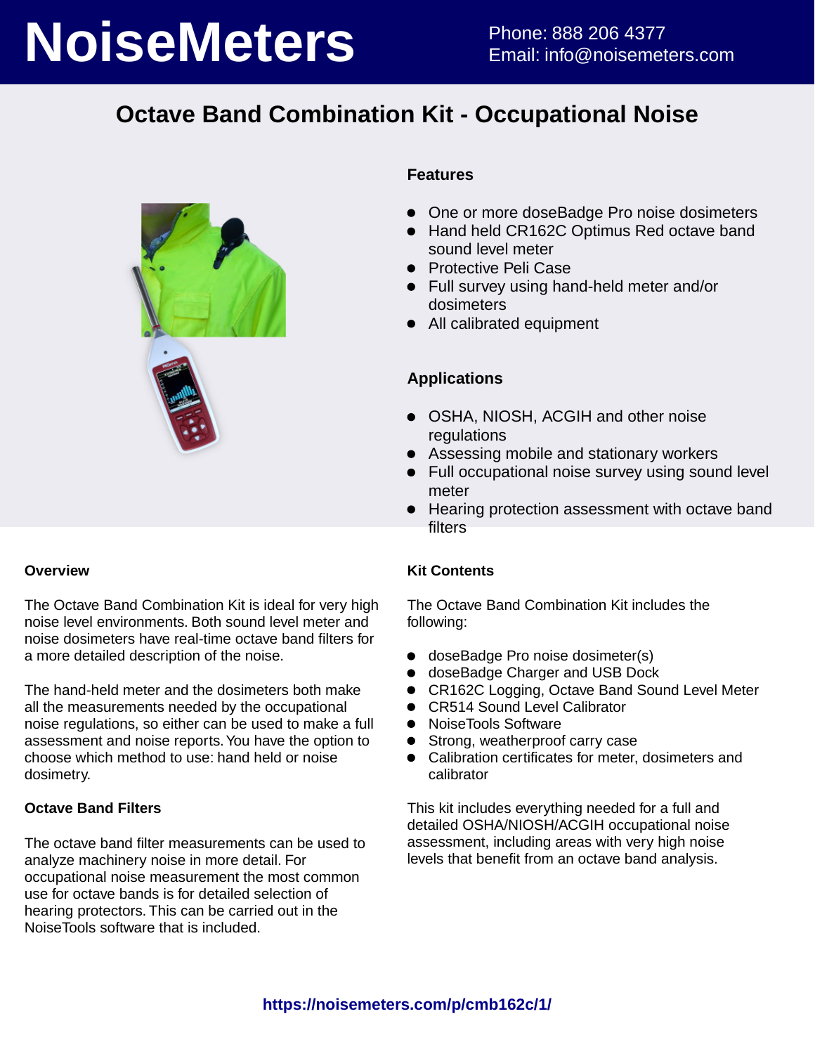# NoiseMeters

Phone: 888 206 4377
Email: info@noisemeters.com

## Octave Band Combination Kit - Occupational Noise

### Features

- One or more doseBadge Pro noise dosimeters
- Hand held CR162C Optimus Red octave band sound level meter
- Protective Peli Case
- Full survey using hand-held meter and/or dosimeters
- All calibrated equipment

### Applications

- OSHA, NIOSH, ACGIH and other noise regulations
- Assessing mobile and stationary workers
- Full occupational noise survey using sound level meter
- Hearing protection assessment with octave band filters

### Overview

The Octave Band Combination Kit is ideal for very high noise level environments. Both sound level meter and noise dosimeters have real-time octave band filters for a more detailed description of the noise.

The hand-held meter and the dosimeters both make all the measurements needed by the occupational noise regulations, so either can be used to make a full assessment and noise reports. You have the option to choose which method to use: hand held or noise dosimetry.

### Octave Band Filters

The octave band filter measurements can be used to analyze machinery noise in more detail. For occupational noise measurement the most common use for octave bands is for detailed selection of hearing protectors. This can be carried out in the NoiseTools software that is included.

### Kit Contents

The Octave Band Combination Kit includes the following:

- doseBadge Pro noise dosimeter(s)
- doseBadge Charger and USB Dock
- CR162C Logging, Octave Band Sound Level Meter
- CR514 Sound Level Calibrator
- NoiseTools Software
- Strong, weatherproof carry case
- Calibration certificates for meter, dosimeters and calibrator

This kit includes everything needed for a full and detailed OSHA/NIOSH/ACGIH occupational noise assessment, including areas with very high noise levels that benefit from an octave band analysis.

https://noisemeters.com/p/cmb162c/1/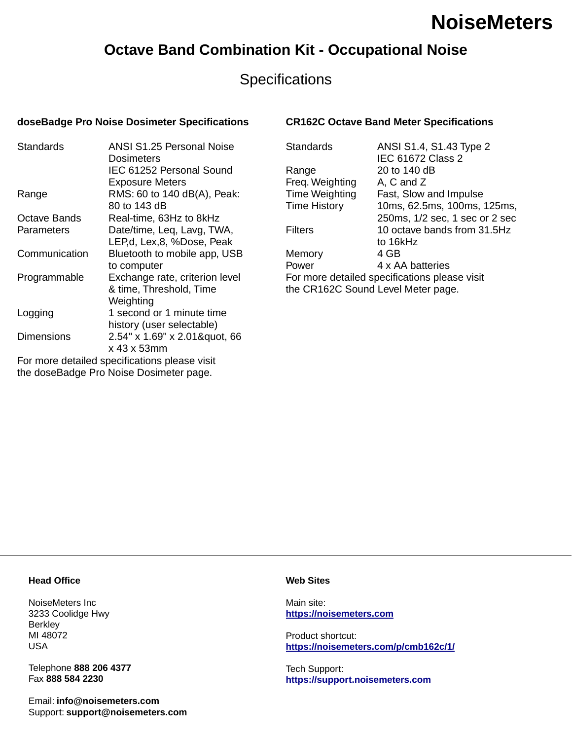# NoiseMeters

## Octave Band Combination Kit - Occupational Noise

Specifications

### doseBadge Pro Noise Dosimeter Specifications

| | |
|---|---|
| Standards | ANSI S1.25 Personal Noise Dosimeters<br>IEC 61252 Personal Sound Exposure Meters |
| Range | RMS: 60 to 140 dB(A), Peak: 80 to 143 dB |
| Octave Bands | Real-time, 63Hz to 8kHz |
| Parameters | Date/time, Leq, Lavg, TWA, LEP,d, Lex,8, %Dose, Peak |
| Communication | Bluetooth to mobile app, USB to computer |
| Programmable | Exchange rate, criterion level & time, Threshold, Time Weighting |
| Logging | 1 second or 1 minute time history (user selectable) |
| Dimensions | 2.54" x 1.69" x 2.01&quot, 66 x 43 x 53mm |

For more detailed specifications please visit the doseBadge Pro Noise Dosimeter page.

### CR162C Octave Band Meter Specifications

| | |
|---|---|
| Standards | ANSI S1.4, S1.43 Type 2<br>IEC 61672 Class 2 |
| Range | 20 to 140 dB |
| Freq. Weighting | A, C and Z |
| Time Weighting | Fast, Slow and Impulse |
| Time History | 10ms, 62.5ms, 100ms, 125ms, 250ms, 1/2 sec, 1 sec or 2 sec |
| Filters | 10 octave bands from 31.5Hz to 16kHz |
| Memory | 4 GB |
| Power | 4 x AA batteries |

For more detailed specifications please visit the CR162C Sound Level Meter page.

---

**Head Office**

NoiseMeters Inc
3233 Coolidge Hwy
Berkley
MI 48072
USA

Telephone **888 206 4377**
Fax **888 584 2230**

Email: **info@noisemeters.com**
Support: **support@noisemeters.com**

**Web Sites**

Main site:
**https://noisemeters.com**

Product shortcut:
**https://noisemeters.com/p/cmb162c/1/**

Tech Support:
**https://support.noisemeters.com**